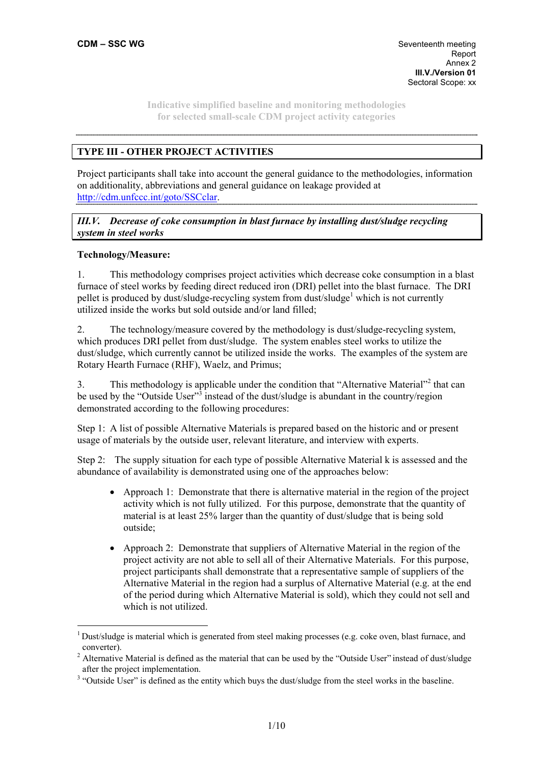**CDM – SSC WG**

Seventeenth meeting
Report
Annex 2
**III.V./Version 01**
Sectoral Scope: xx

Indicative simplified baseline and monitoring methodologies
for selected small-scale CDM project activity categories

---

## TYPE III - OTHER PROJECT ACTIVITIES

Project participants shall take into account the general guidance to the methodologies, information on additionality, abbreviations and general guidance on leakage provided at http://cdm.unfccc.int/goto/SSCclar.

---

### *III.V. Decrease of coke consumption in blast furnace by installing dust/sludge recycling system in steel works*

**Technology/Measure:**

1. This methodology comprises project activities which decrease coke consumption in a blast furnace of steel works by feeding direct reduced iron (DRI) pellet into the blast furnace. The DRI pellet is produced by dust/sludge-recycling system from dust/sludge[1] which is not currently utilized inside the works but sold outside and/or land filled;

2. The technology/measure covered by the methodology is dust/sludge-recycling system, which produces DRI pellet from dust/sludge. The system enables steel works to utilize the dust/sludge, which currently cannot be utilized inside the works. The examples of the system are Rotary Hearth Furnace (RHF), Waelz, and Primus;

3. This methodology is applicable under the condition that "Alternative Material"[2] that can be used by the "Outside User"[3] instead of the dust/sludge is abundant in the country/region demonstrated according to the following procedures:

Step 1: A list of possible Alternative Materials is prepared based on the historic and or present usage of materials by the outside user, relevant literature, and interview with experts.

Step 2: The supply situation for each type of possible Alternative Material k is assessed and the abundance of availability is demonstrated using one of the approaches below:

- Approach 1: Demonstrate that there is alternative material in the region of the project activity which is not fully utilized. For this purpose, demonstrate that the quantity of material is at least 25% larger than the quantity of dust/sludge that is being sold outside;
- Approach 2: Demonstrate that suppliers of Alternative Material in the region of the project activity are not able to sell all of their Alternative Materials. For this purpose, project participants shall demonstrate that a representative sample of suppliers of the Alternative Material in the region had a surplus of Alternative Material (e.g. at the end of the period during which Alternative Material is sold), which they could not sell and which is not utilized.

---

[1] Dust/sludge is material which is generated from steel making processes (e.g. coke oven, blast furnace, and converter).

[2] Alternative Material is defined as the material that can be used by the "Outside User" instead of dust/sludge after the project implementation.

[3] "Outside User" is defined as the entity which buys the dust/sludge from the steel works in the baseline.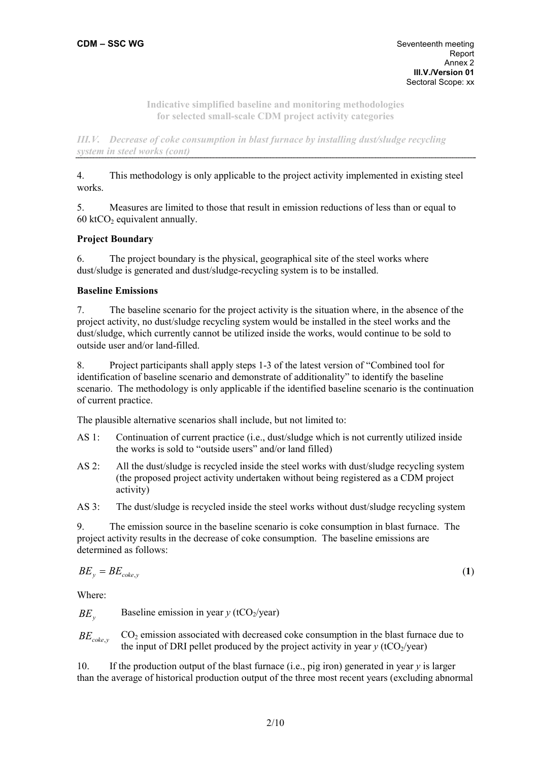**Indicative simplified baseline and monitoring methodologies for selected small-scale CDM project activity categories**

*III.V. Decrease of coke consumption in blast furnace by installing dust/sludge recycling system in steel works (cont)*

4. This methodology is only applicable to the project activity implemented in existing steel works.

5. Measures are limited to those that result in emission reductions of less than or equal to 60 kt$CO_2$ equivalent annually.

**Project Boundary**

6. The project boundary is the physical, geographical site of the steel works where dust/sludge is generated and dust/sludge-recycling system is to be installed.

**Baseline Emissions**

7. The baseline scenario for the project activity is the situation where, in the absence of the project activity, no dust/sludge recycling system would be installed in the steel works and the dust/sludge, which currently cannot be utilized inside the works, would continue to be sold to outside user and/or land-filled.

8. Project participants shall apply steps 1-3 of the latest version of "Combined tool for identification of baseline scenario and demonstrate of additionality" to identify the baseline scenario. The methodology is only applicable if the identified baseline scenario is the continuation of current practice.

The plausible alternative scenarios shall include, but not limited to:

AS 1: Continuation of current practice (i.e., dust/sludge which is not currently utilized inside the works is sold to "outside users" and/or land filled)

AS 2: All the dust/sludge is recycled inside the steel works with dust/sludge recycling system (the proposed project activity undertaken without being registered as a CDM project activity)

AS 3: The dust/sludge is recycled inside the steel works without dust/sludge recycling system

9. The emission source in the baseline scenario is coke consumption in blast furnace. The project activity results in the decrease of coke consumption. The baseline emissions are determined as follows:

$$BE_y = BE_{coke,y} \quad (1)$$

Where:

$BE_y$ Baseline emission in year $y$ ($tCO_2$/year)

$BE_{coke,y}$ $CO_2$ emission associated with decreased coke consumption in the blast furnace due to the input of DRI pellet produced by the project activity in year $y$ ($tCO_2$/year)

10. If the production output of the blast furnace (i.e., pig iron) generated in year $y$ is larger than the average of historical production output of the three most recent years (excluding abnormal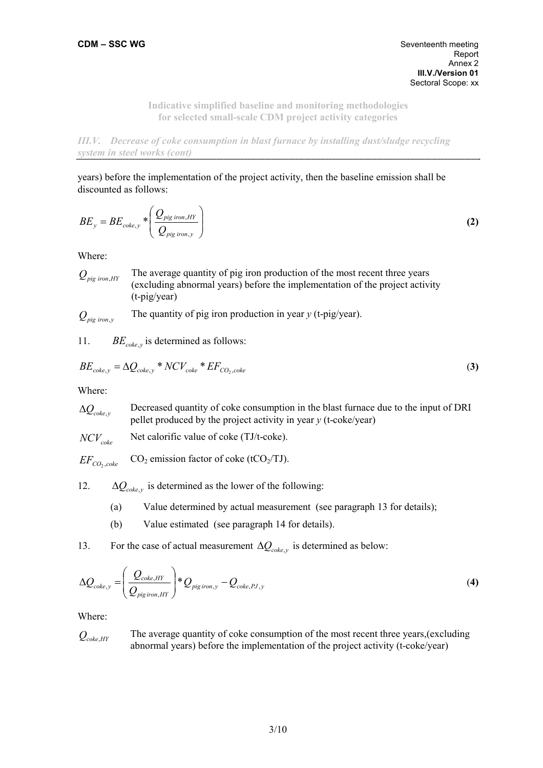years) before the implementation of the project activity, then the baseline emission shall be discounted as follows:

$$BE_y = BE_{coke,y} * \left( \frac{Q_{pig\ iron,HY}}{Q_{pig\ iron,y}} \right) \tag{2}$$

Where:

$Q_{pig\ iron,HY}$ The average quantity of pig iron production of the most recent three years (excluding abnormal years) before the implementation of the project activity (t-pig/year)

$Q_{pig\ iron,y}$ The quantity of pig iron production in year *y* (t-pig/year).

11. $BE_{coke,y}$ is determined as follows:

$$BE_{coke,y} = \Delta Q_{coke,y} * NCV_{coke} * EF_{CO_2,coke} \tag{3}$$

Where:

$\Delta Q_{coke,y}$ Decreased quantity of coke consumption in the blast furnace due to the input of DRI pellet produced by the project activity in year *y* (t-coke/year)

$NCV_{coke}$ Net calorific value of coke (TJ/t-coke).

$EF_{CO_2,coke}$ $CO_2$ emission factor of coke ($tCO_2$/TJ).

12. $\Delta Q_{coke,y}$ is determined as the lower of the following:

(a) Value determined by actual measurement (see paragraph 13 for details);

(b) Value estimated (see paragraph 14 for details).

13. For the case of actual measurement $\Delta Q_{coke,y}$ is determined as below:

$$\Delta Q_{coke,y} = \left( \frac{Q_{coke,HY}}{Q_{pig\,iron,HY}} \right) * Q_{pig\,iron,y} - Q_{coke,PJ,y} \tag{4}$$

Where:

$Q_{coke,HY}$ The average quantity of coke consumption of the most recent three years,(excluding abnormal years) before the implementation of the project activity (t-coke/year)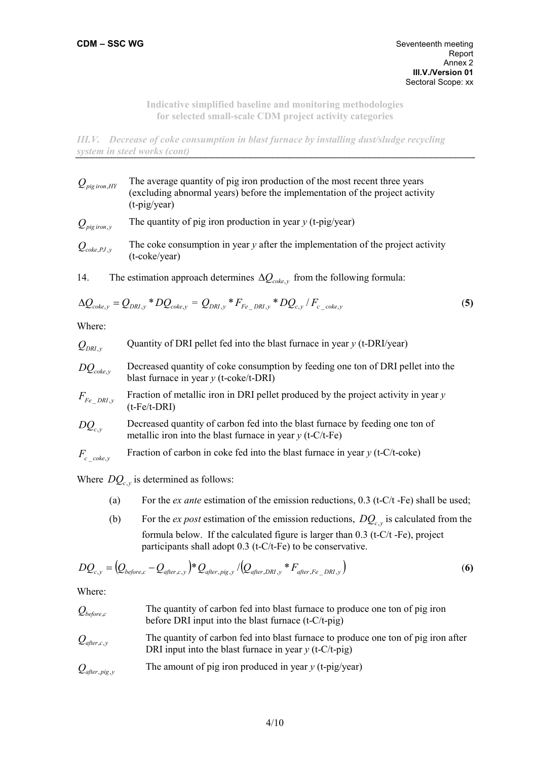*III.V. Decrease of coke consumption in blast furnace by installing dust/sludge recycling system in steel works (cont)*

| | |
|---|---|
| $Q_{pig\,iron,HY}$ | The average quantity of pig iron production of the most recent three years (excluding abnormal years) before the implementation of the project activity (t-pig/year) |
| $Q_{pig\,iron,y}$ | The quantity of pig iron production in year *y* (t-pig/year) |
| $Q_{coke,PJ,y}$ | The coke consumption in year *y* after the implementation of the project activity (t-coke/year) |

14. The estimation approach determines $\Delta Q_{coke,y}$ from the following formula:

$$\Delta Q_{coke,y} = Q_{DRI,y} * DQ_{coke,y} = Q_{DRI,y} * F_{Fe\_DRI,y} * DQ_{c,y} / F_{c\_coke,y} \quad \textbf{(5)}$$

Where:

| | |
|---|---|
| $Q_{DRI,y}$ | Quantity of DRI pellet fed into the blast furnace in year *y* (t-DRI/year) |
| $DQ_{coke,y}$ | Decreased quantity of coke consumption by feeding one ton of DRI pellet into the blast furnace in year *y* (t-coke/t-DRI) |
| $F_{Fe\_DRI,y}$ | Fraction of metallic iron in DRI pellet produced by the project activity in year *y* (t-Fe/t-DRI) |
| $DQ_{c,y}$ | Decreased quantity of carbon fed into the blast furnace by feeding one ton of metallic iron into the blast furnace in year *y* (t-C/t-Fe) |
| $F_{c\_coke,y}$ | Fraction of carbon in coke fed into the blast furnace in year *y* (t-C/t-coke) |

Where $DQ_{c,y}$ is determined as follows:

(a) For the *ex ante* estimation of the emission reductions, 0.3 (t-C/t -Fe) shall be used;

(b) For the *ex post* estimation of the emission reductions, $DQ_{c,y}$ is calculated from the formula below. If the calculated figure is larger than 0.3 (t-C/t -Fe), project participants shall adopt 0.3 (t-C/t-Fe) to be conservative.

$$DQ_{c,y} = \left(Q_{before,c} - Q_{after,c,y}\right) * Q_{after,pig,y} / \left(Q_{after,DRI,y} * F_{after,Fe\_DRI,y}\right) \quad \textbf{(6)}$$

Where:

| | |
|---|---|
| $Q_{before,c}$ | The quantity of carbon fed into blast furnace to produce one ton of pig iron before DRI input into the blast furnace (t-C/t-pig) |
| $Q_{after,c,y}$ | The quantity of carbon fed into blast furnace to produce one ton of pig iron after DRI input into the blast furnace in year *y* (t-C/t-pig) |
| $Q_{after,pig,y}$ | The amount of pig iron produced in year *y* (t-pig/year) |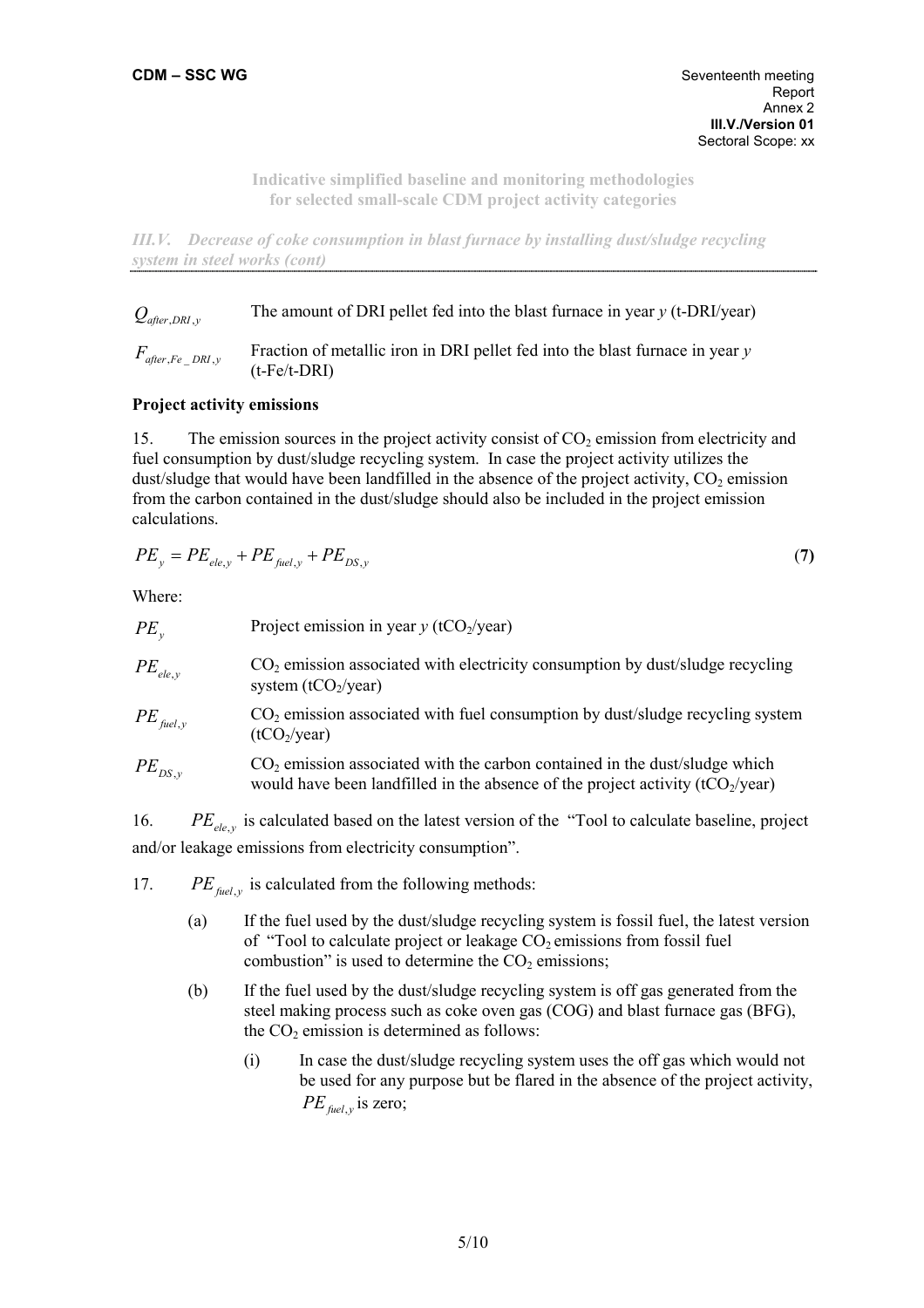$Q_{after,DRI,y}$ The amount of DRI pellet fed into the blast furnace in year *y* (t-DRI/year)

$F_{after,Fe\_DRI,y}$ Fraction of metallic iron in DRI pellet fed into the blast furnace in year *y* (t-Fe/t-DRI)

**Project activity emissions**

15. The emission sources in the project activity consist of $CO_2$ emission from electricity and fuel consumption by dust/sludge recycling system. In case the project activity utilizes the dust/sludge that would have been landfilled in the absence of the project activity, $CO_2$ emission from the carbon contained in the dust/sludge should also be included in the project emission calculations.

$$PE_y = PE_{ele,y} + PE_{fuel,y} + PE_{DS,y} \quad \textbf{(7)}$$

Where:

$PE_y$ Project emission in year *y* ($tCO_2$/year)

$PE_{ele,y}$ $CO_2$ emission associated with electricity consumption by dust/sludge recycling system ($tCO_2$/year)

$PE_{fuel,y}$ $CO_2$ emission associated with fuel consumption by dust/sludge recycling system ($tCO_2$/year)

$PE_{DS,y}$ $CO_2$ emission associated with the carbon contained in the dust/sludge which would have been landfilled in the absence of the project activity ($tCO_2$/year)

16. $PE_{ele,y}$ is calculated based on the latest version of the "Tool to calculate baseline, project and/or leakage emissions from electricity consumption".

17. $PE_{fuel,y}$ is calculated from the following methods:

(a) If the fuel used by the dust/sludge recycling system is fossil fuel, the latest version of "Tool to calculate project or leakage $CO_2$ emissions from fossil fuel combustion" is used to determine the $CO_2$ emissions;

(b) If the fuel used by the dust/sludge recycling system is off gas generated from the steel making process such as coke oven gas (COG) and blast furnace gas (BFG), the $CO_2$ emission is determined as follows:

(i) In case the dust/sludge recycling system uses the off gas which would not be used for any purpose but be flared in the absence of the project activity, $PE_{fuel,y}$ is zero;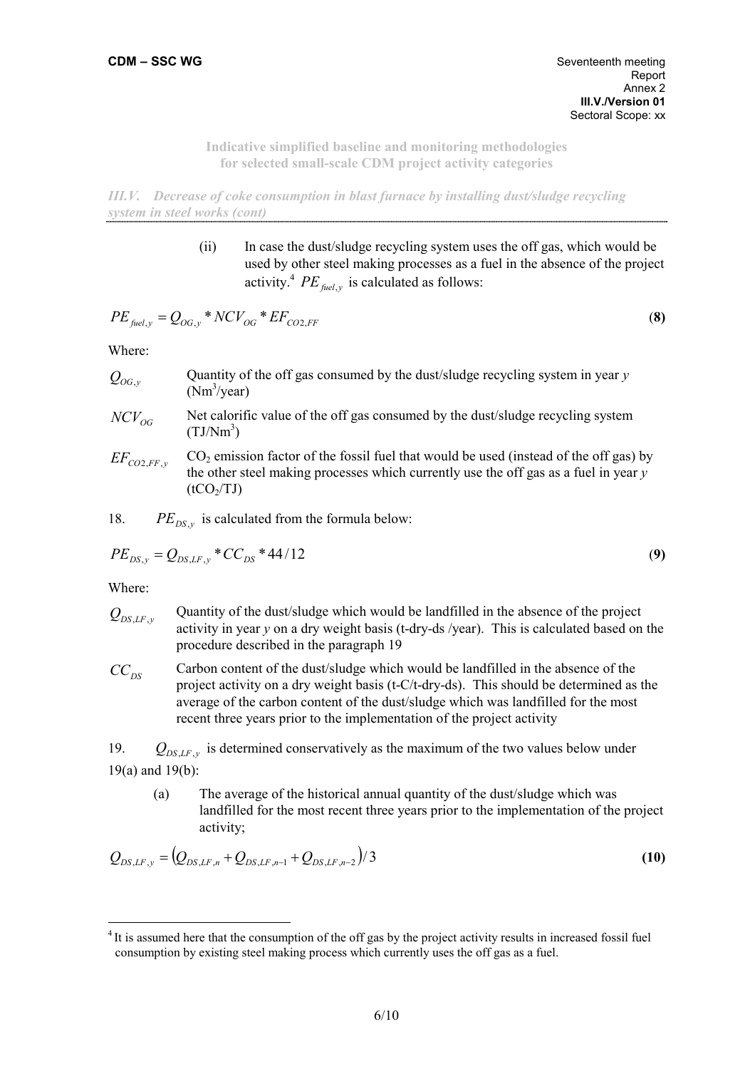(ii) In case the dust/sludge recycling system uses the off gas, which would be used by other steel making processes as a fuel in the absence of the project activity.[4] $PE_{fuel,y}$ is calculated as follows:

$$PE_{fuel,y} = Q_{OG,y} * NCV_{OG} * EF_{CO2,FF} \quad \textbf{(8)}$$

Where:

| | |
|---|---|
| $Q_{OG,y}$ | Quantity of the off gas consumed by the dust/sludge recycling system in year *y* ($Nm^3$/year) |
| $NCV_{OG}$ | Net calorific value of the off gas consumed by the dust/sludge recycling system ($TJ/Nm^3$) |
| $EF_{CO2,FF,y}$ | $CO_2$ emission factor of the fossil fuel that would be used (instead of the off gas) by the other steel making processes which currently use the off gas as a fuel in year *y* ($tCO_2$/TJ) |

18. $PE_{DS,y}$ is calculated from the formula below:

$$PE_{DS,y} = Q_{DS,LF,y} * CC_{DS} * 44/12 \quad \textbf{(9)}$$

Where:

| | |
|---|---|
| $Q_{DS,LF,y}$ | Quantity of the dust/sludge which would be landfilled in the absence of the project activity in year *y* on a dry weight basis (t-dry-ds /year). This is calculated based on the procedure described in the paragraph 19 |
| $CC_{DS}$ | Carbon content of the dust/sludge which would be landfilled in the absence of the project activity on a dry weight basis (t-C/t-dry-ds). This should be determined as the average of the carbon content of the dust/sludge which was landfilled for the most recent three years prior to the implementation of the project activity |

19. $Q_{DS,LF,y}$ is determined conservatively as the maximum of the two values below under 19(a) and 19(b):

(a) The average of the historical annual quantity of the dust/sludge which was landfilled for the most recent three years prior to the implementation of the project activity;

$$Q_{DS,LF,y} = \left(Q_{DS,LF,n} + Q_{DS,LF,n-1} + Q_{DS,LF,n-2}\right)/3 \quad \textbf{(10)}$$

---

[4] It is assumed here that the consumption of the off gas by the project activity results in increased fossil fuel consumption by existing steel making process which currently uses the off gas as a fuel.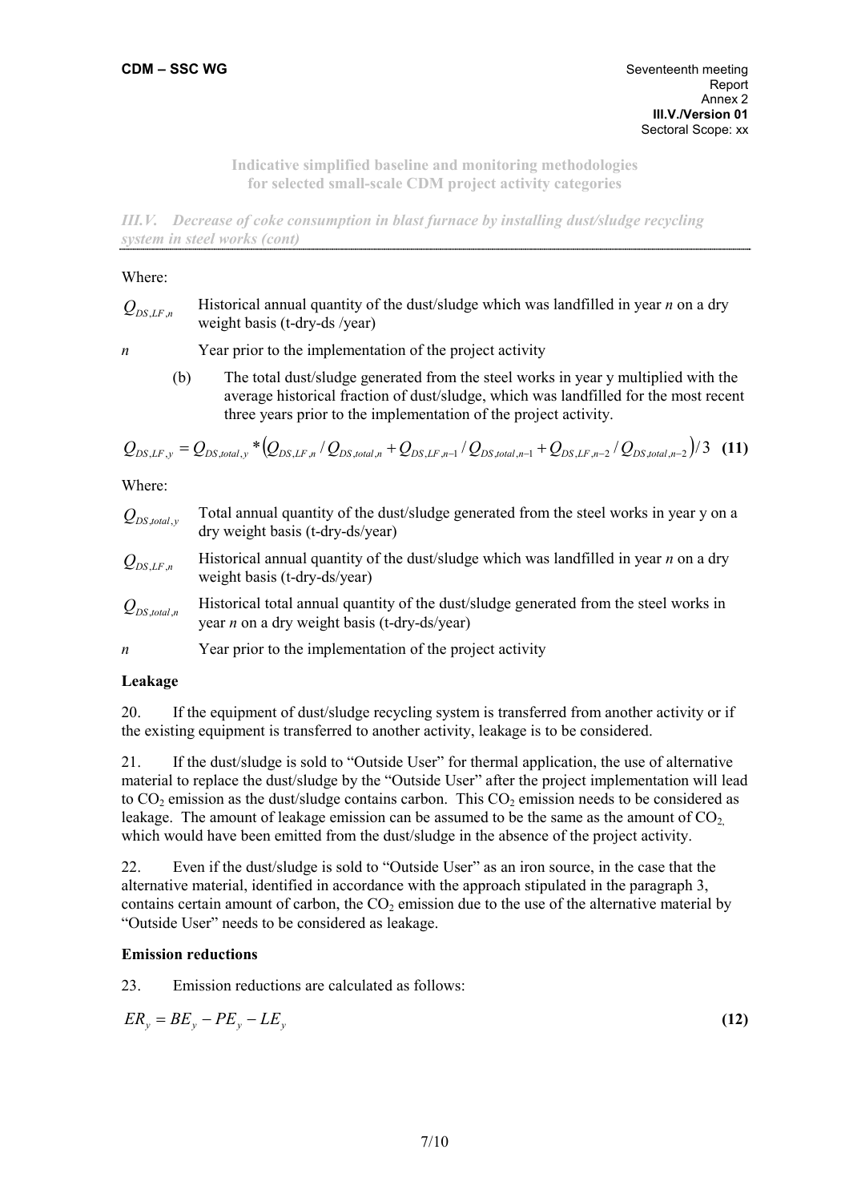*III.V. Decrease of coke consumption in blast furnace by installing dust/sludge recycling system in steel works (cont)*

Where:

| | |
|---|---|
| $Q_{DS,LF,n}$ | Historical annual quantity of the dust/sludge which was landfilled in year *n* on a dry weight basis (t-dry-ds /year) |
| $n$ | Year prior to the implementation of the project activity |

(b) The total dust/sludge generated from the steel works in year y multiplied with the average historical fraction of dust/sludge, which was landfilled for the most recent three years prior to the implementation of the project activity.

$$Q_{DS,LF,y} = Q_{DS,total,y} * \left( Q_{DS,LF,n} / Q_{DS,total,n} + Q_{DS,LF,n-1} / Q_{DS,total,n-1} + Q_{DS,LF,n-2} / Q_{DS,total,n-2} \right) / 3 \quad \textbf{(11)}$$

Where:

| | |
|---|---|
| $Q_{DS,total,y}$ | Total annual quantity of the dust/sludge generated from the steel works in year y on a dry weight basis (t-dry-ds/year) |
| $Q_{DS,LF,n}$ | Historical annual quantity of the dust/sludge which was landfilled in year *n* on a dry weight basis (t-dry-ds/year) |
| $Q_{DS,total,n}$ | Historical total annual quantity of the dust/sludge generated from the steel works in year *n* on a dry weight basis (t-dry-ds/year) |
| $n$ | Year prior to the implementation of the project activity |

**Leakage**

20. If the equipment of dust/sludge recycling system is transferred from another activity or if the existing equipment is transferred to another activity, leakage is to be considered.

21. If the dust/sludge is sold to "Outside User" for thermal application, the use of alternative material to replace the dust/sludge by the "Outside User" after the project implementation will lead to $CO_2$ emission as the dust/sludge contains carbon. This $CO_2$ emission needs to be considered as leakage. The amount of leakage emission can be assumed to be the same as the amount of $CO_2$, which would have been emitted from the dust/sludge in the absence of the project activity.

22. Even if the dust/sludge is sold to "Outside User" as an iron source, in the case that the alternative material, identified in accordance with the approach stipulated in the paragraph 3, contains certain amount of carbon, the $CO_2$ emission due to the use of the alternative material by "Outside User" needs to be considered as leakage.

**Emission reductions**

23. Emission reductions are calculated as follows:

$$ER_y = BE_y - PE_y - LE_y \quad \textbf{(12)}$$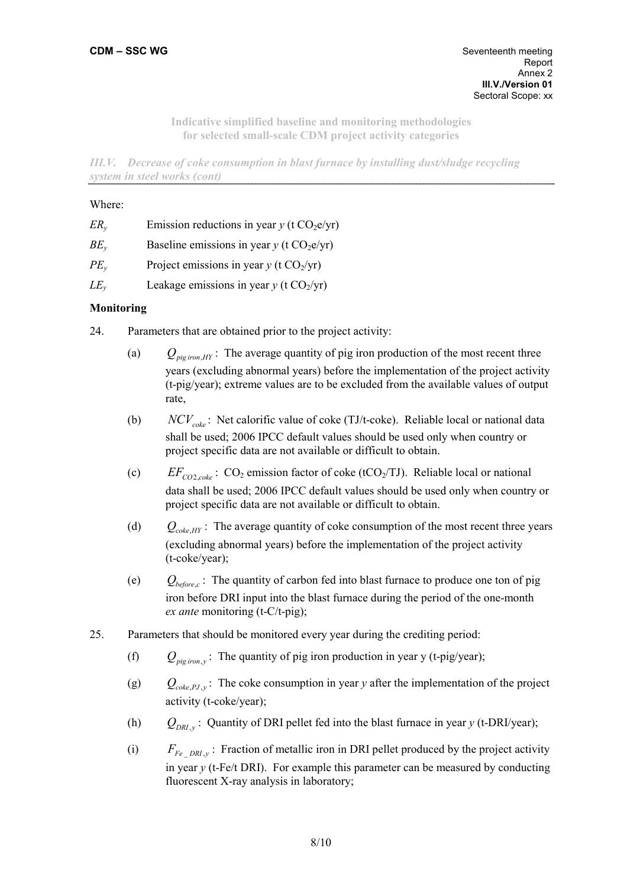Where:

$ER_y$ Emission reductions in year $y$ (t $CO_2$e/yr)

$BE_y$ Baseline emissions in year $y$ (t $CO_2$e/yr)

$PE_y$ Project emissions in year $y$ (t $CO_2$/yr)

$LE_y$ Leakage emissions in year $y$ (t $CO_2$/yr)

**Monitoring**

24. Parameters that are obtained prior to the project activity:

(a) $Q_{pig\,iron,HY}$: The average quantity of pig iron production of the most recent three years (excluding abnormal years) before the implementation of the project activity (t-pig/year); extreme values are to be excluded from the available values of output rate,

(b) $NCV_{coke}$: Net calorific value of coke (TJ/t-coke). Reliable local or national data shall be used; 2006 IPCC default values should be used only when country or project specific data are not available or difficult to obtain.

(c) $EF_{CO2,coke}$: $CO_2$ emission factor of coke ($tCO_2$/TJ). Reliable local or national data shall be used; 2006 IPCC default values should be used only when country or project specific data are not available or difficult to obtain.

(d) $Q_{coke,HY}$: The average quantity of coke consumption of the most recent three years (excluding abnormal years) before the implementation of the project activity (t-coke/year);

(e) $Q_{before,c}$: The quantity of carbon fed into blast furnace to produce one ton of pig iron before DRI input into the blast furnace during the period of the one-month *ex ante* monitoring (t-C/t-pig);

25. Parameters that should be monitored every year during the crediting period:

(f) $Q_{pig\,iron,y}$: The quantity of pig iron production in year y (t-pig/year);

(g) $Q_{coke,PJ,y}$: The coke consumption in year $y$ after the implementation of the project activity (t-coke/year);

(h) $Q_{DRI,y}$: Quantity of DRI pellet fed into the blast furnace in year $y$ (t-DRI/year);

(i) $F_{Fe\_DRI,y}$: Fraction of metallic iron in DRI pellet produced by the project activity in year $y$ (t-Fe/t DRI). For example this parameter can be measured by conducting fluorescent X-ray analysis in laboratory;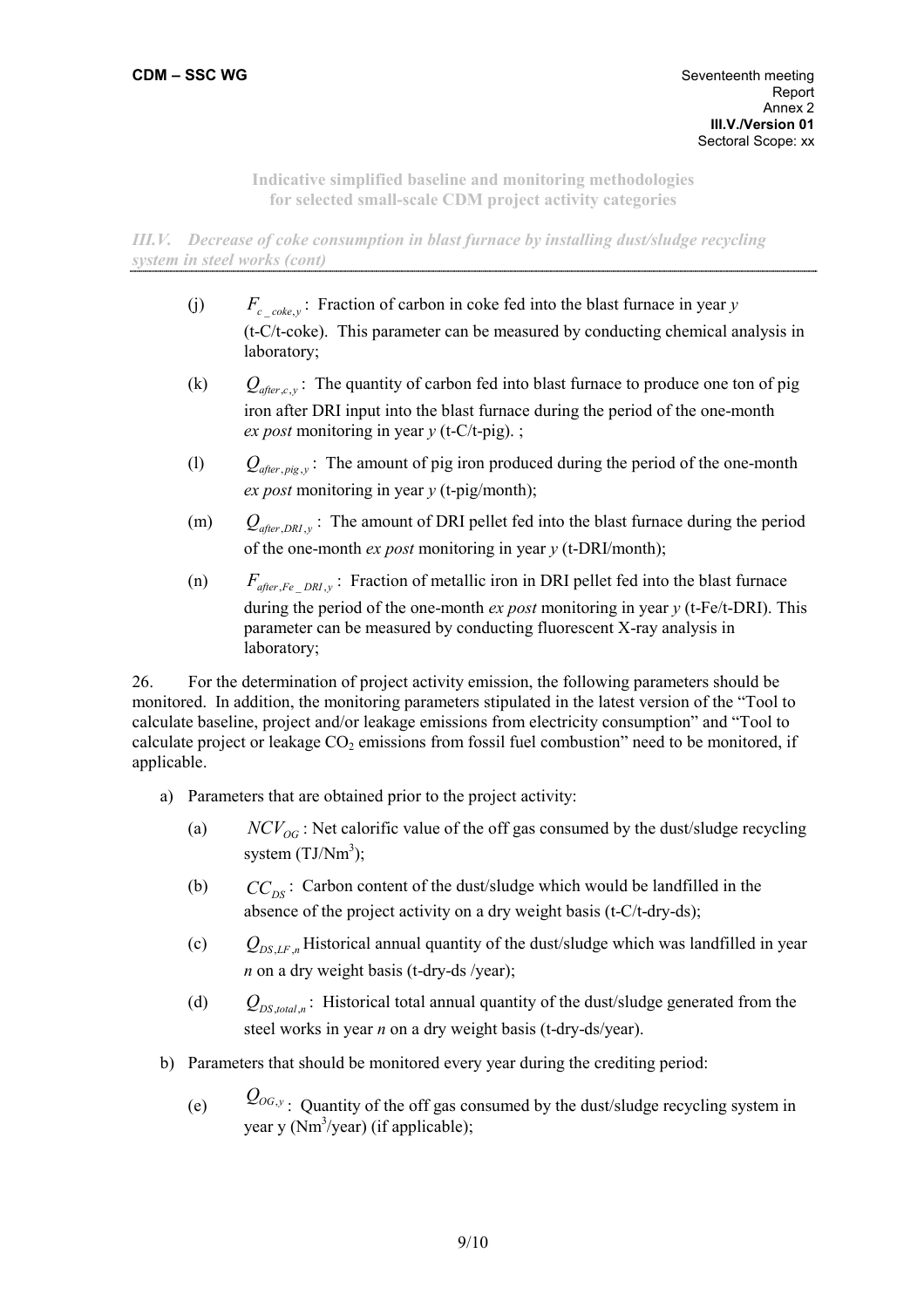(j) $F_{c\_coke,y}$: Fraction of carbon in coke fed into the blast furnace in year *y* (t-C/t-coke). This parameter can be measured by conducting chemical analysis in laboratory;

(k) $Q_{after,c,y}$: The quantity of carbon fed into blast furnace to produce one ton of pig iron after DRI input into the blast furnace during the period of the one-month *ex post* monitoring in year *y* (t-C/t-pig). ;

(l) $Q_{after,pig,y}$: The amount of pig iron produced during the period of the one-month *ex post* monitoring in year *y* (t-pig/month);

(m) $Q_{after,DRI,y}$: The amount of DRI pellet fed into the blast furnace during the period of the one-month *ex post* monitoring in year *y* (t-DRI/month);

(n) $F_{after,Fe\_DRI,y}$: Fraction of metallic iron in DRI pellet fed into the blast furnace during the period of the one-month *ex post* monitoring in year *y* (t-Fe/t-DRI). This parameter can be measured by conducting fluorescent X-ray analysis in laboratory;

26. For the determination of project activity emission, the following parameters should be monitored. In addition, the monitoring parameters stipulated in the latest version of the "Tool to calculate baseline, project and/or leakage emissions from electricity consumption" and "Tool to calculate project or leakage $CO_2$ emissions from fossil fuel combustion" need to be monitored, if applicable.

a) Parameters that are obtained prior to the project activity:

(a) $NCV_{OG}$: Net calorific value of the off gas consumed by the dust/sludge recycling system (TJ/$Nm^3$);

(b) $CC_{DS}$: Carbon content of the dust/sludge which would be landfilled in the absence of the project activity on a dry weight basis (t-C/t-dry-ds);

(c) $Q_{DS,LF,n}$ Historical annual quantity of the dust/sludge which was landfilled in year *n* on a dry weight basis (t-dry-ds /year);

(d) $Q_{DS,total,n}$: Historical total annual quantity of the dust/sludge generated from the steel works in year *n* on a dry weight basis (t-dry-ds/year).

b) Parameters that should be monitored every year during the crediting period:

(e) $Q_{OG,y}$: Quantity of the off gas consumed by the dust/sludge recycling system in year y ($Nm^3$/year) (if applicable);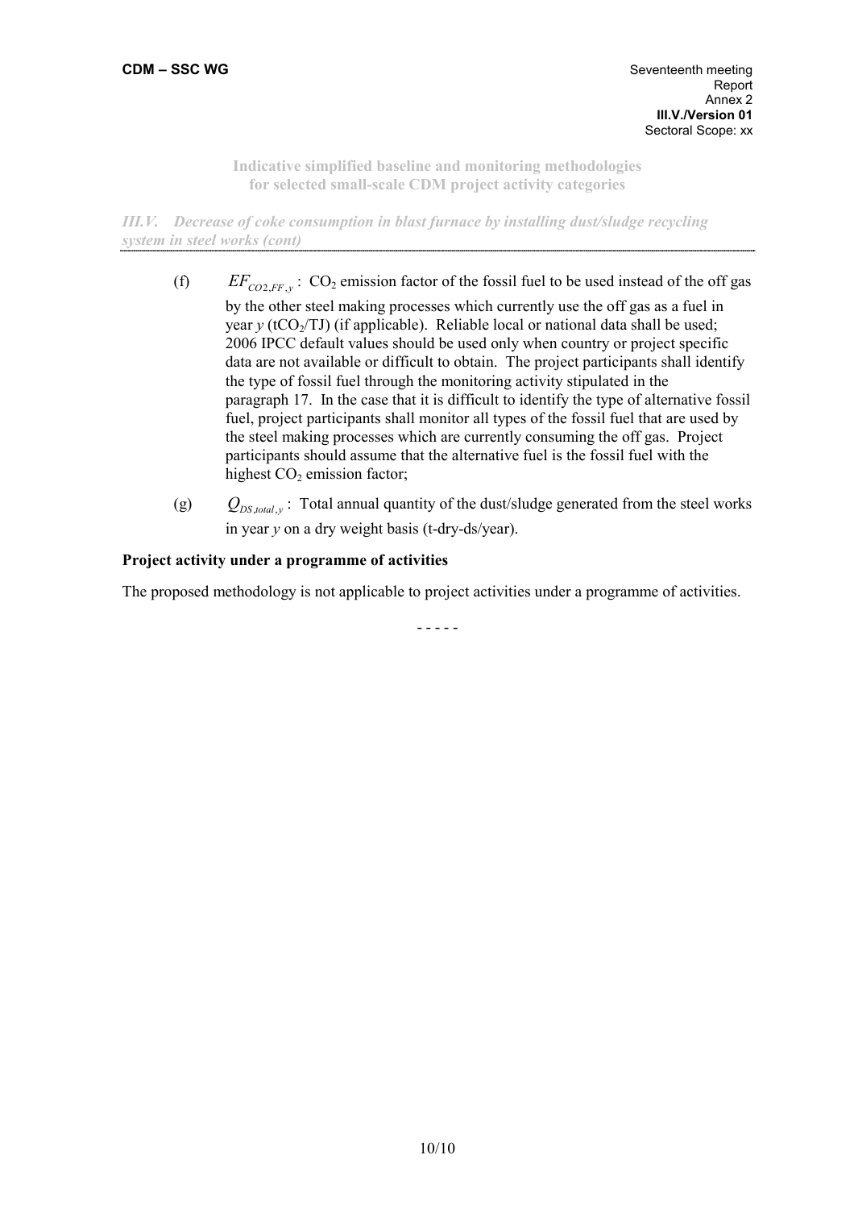(f) $EF_{CO2,FF,y}$ : $CO_2$ emission factor of the fossil fuel to be used instead of the off gas by the other steel making processes which currently use the off gas as a fuel in year $y$ ($tCO_2$/TJ) (if applicable). Reliable local or national data shall be used; 2006 IPCC default values should be used only when country or project specific data are not available or difficult to obtain. The project participants shall identify the type of fossil fuel through the monitoring activity stipulated in the paragraph 17. In the case that it is difficult to identify the type of alternative fossil fuel, project participants shall monitor all types of the fossil fuel that are used by the steel making processes which are currently consuming the off gas. Project participants should assume that the alternative fuel is the fossil fuel with the highest $CO_2$ emission factor;

(g) $Q_{DS,total,y}$ : Total annual quantity of the dust/sludge generated from the steel works in year $y$ on a dry weight basis (t-dry-ds/year).

**Project activity under a programme of activities**

The proposed methodology is not applicable to project activities under a programme of activities.

- - - - -